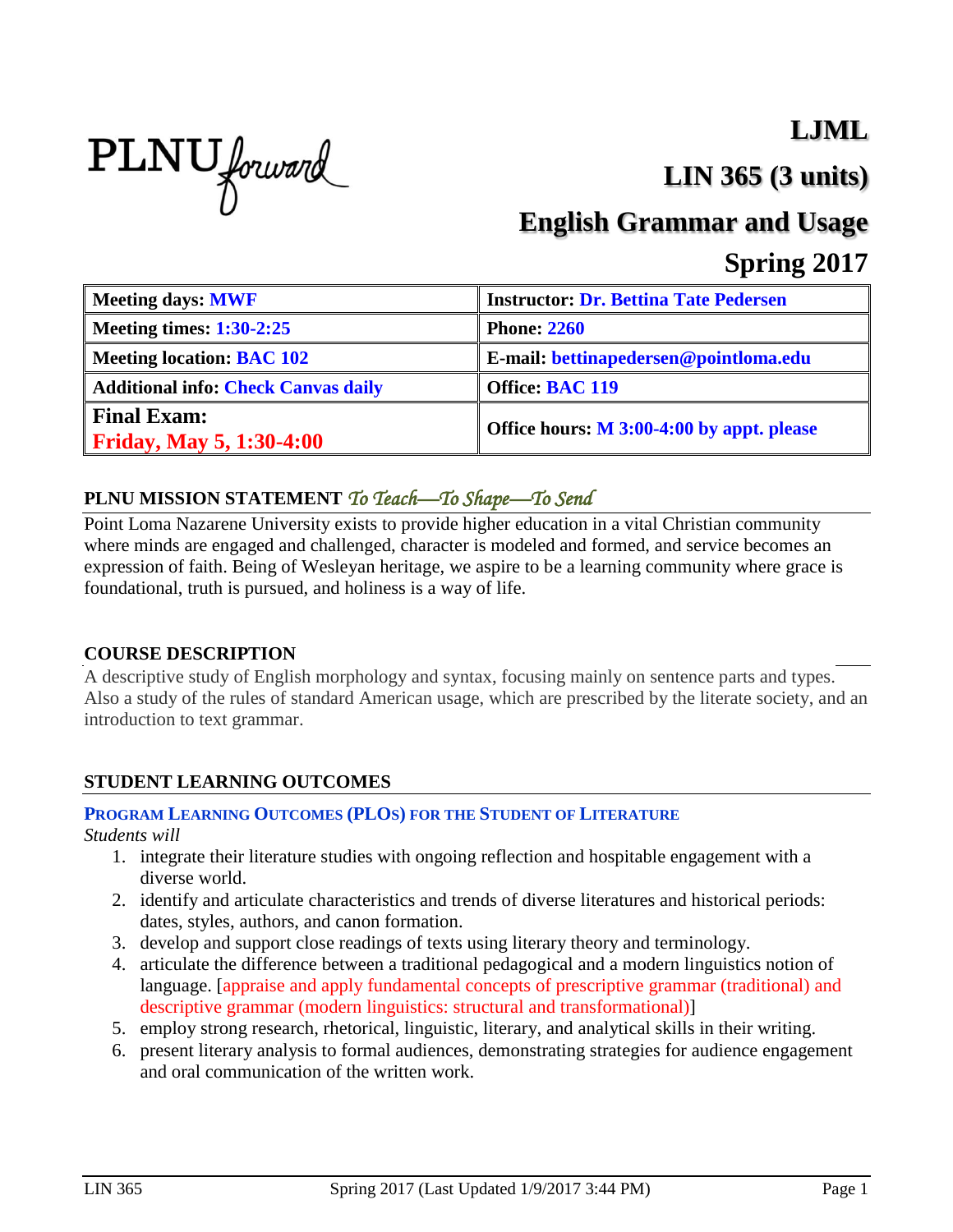PLNU forward

# LJML

# LIN 365 (3 units)

# English Grammar and Usage

# Spring 2017

| Meeting days: MWF | Instructor: Dr. Bettina Tate Pedersen |
|---|---|
| Meeting times: 1:30-2:25 | Phone: 2260 |
| Meeting location: BAC 102 | E-mail: bettinapedersen@pointloma.edu |
| Additional info: Check Canvas daily | Office: BAC 119 |
| Final Exam: Friday, May 5, 1:30-4:00 | Office hours: M 3:00-4:00 by appt. please |

## PLNU MISSION STATEMENT *To Teach—To Shape—To Send*

Point Loma Nazarene University exists to provide higher education in a vital Christian community where minds are engaged and challenged, character is modeled and formed, and service becomes an expression of faith. Being of Wesleyan heritage, we aspire to be a learning community where grace is foundational, truth is pursued, and holiness is a way of life.

## COURSE DESCRIPTION

A descriptive study of English morphology and syntax, focusing mainly on sentence parts and types. Also a study of the rules of standard American usage, which are prescribed by the literate society, and an introduction to text grammar.

## STUDENT LEARNING OUTCOMES

### PROGRAM LEARNING OUTCOMES (PLOS) FOR THE STUDENT OF LITERATURE

*Students will*

1. integrate their literature studies with ongoing reflection and hospitable engagement with a diverse world.
2. identify and articulate characteristics and trends of diverse literatures and historical periods: dates, styles, authors, and canon formation.
3. develop and support close readings of texts using literary theory and terminology.
4. articulate the difference between a traditional pedagogical and a modern linguistics notion of language. [appraise and apply fundamental concepts of prescriptive grammar (traditional) and descriptive grammar (modern linguistics: structural and transformational)]
5. employ strong research, rhetorical, linguistic, literary, and analytical skills in their writing.
6. present literary analysis to formal audiences, demonstrating strategies for audience engagement and oral communication of the written work.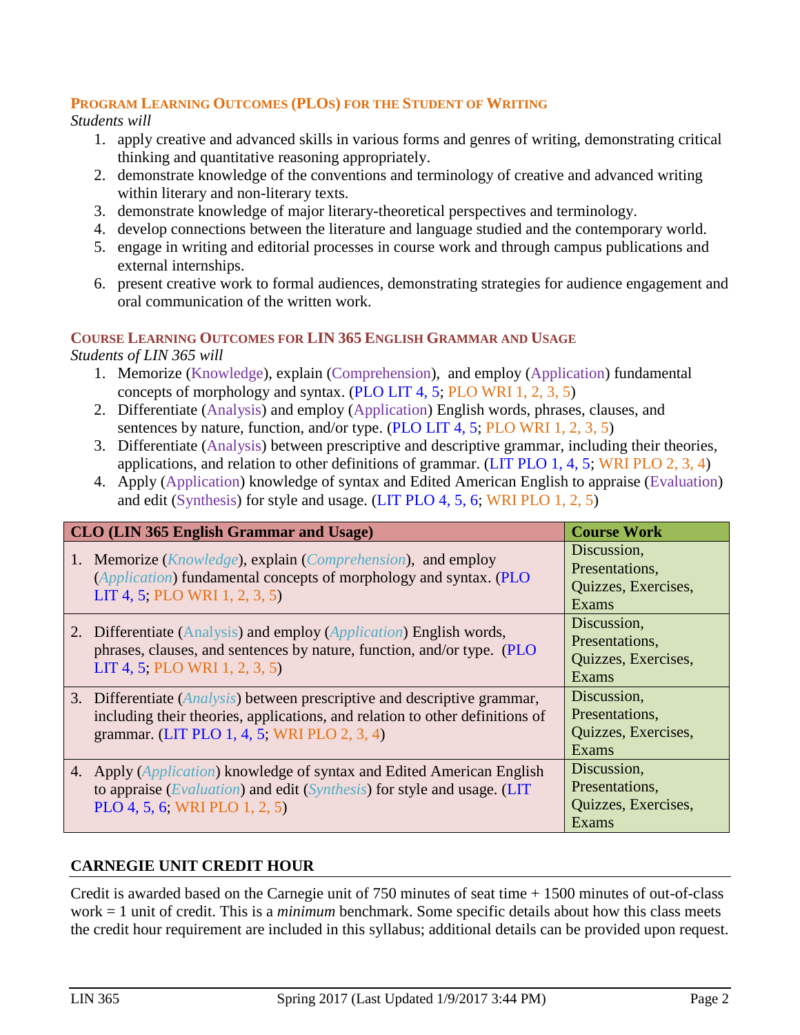### Program Learning Outcomes (PLOs) for the Student of Writing

*Students will*

1. apply creative and advanced skills in various forms and genres of writing, demonstrating critical thinking and quantitative reasoning appropriately.
2. demonstrate knowledge of the conventions and terminology of creative and advanced writing within literary and non-literary texts.
3. demonstrate knowledge of major literary-theoretical perspectives and terminology.
4. develop connections between the literature and language studied and the contemporary world.
5. engage in writing and editorial processes in course work and through campus publications and external internships.
6. present creative work to formal audiences, demonstrating strategies for audience engagement and oral communication of the written work.

### Course Learning Outcomes for LIN 365 English Grammar and Usage

*Students of LIN 365 will*

1. Memorize (Knowledge), explain (Comprehension), and employ (Application) fundamental concepts of morphology and syntax. (PLO LIT 4, 5; PLO WRI 1, 2, 3, 5)
2. Differentiate (Analysis) and employ (Application) English words, phrases, clauses, and sentences by nature, function, and/or type. (PLO LIT 4, 5; PLO WRI 1, 2, 3, 5)
3. Differentiate (Analysis) between prescriptive and descriptive grammar, including their theories, applications, and relation to other definitions of grammar. (LIT PLO 1, 4, 5; WRI PLO 2, 3, 4)
4. Apply (Application) knowledge of syntax and Edited American English to appraise (Evaluation) and edit (Synthesis) for style and usage. (LIT PLO 4, 5, 6; WRI PLO 1, 2, 5)

| CLO (LIN 365 English Grammar and Usage) | Course Work |
|---|---|
| 1. Memorize (*Knowledge*), explain (*Comprehension*), and employ (*Application*) fundamental concepts of morphology and syntax. (PLO LIT 4, 5; PLO WRI 1, 2, 3, 5) | Discussion, Presentations, Quizzes, Exercises, Exams |
| 2. Differentiate (Analysis) and employ (*Application*) English words, phrases, clauses, and sentences by nature, function, and/or type. (PLO LIT 4, 5; PLO WRI 1, 2, 3, 5) | Discussion, Presentations, Quizzes, Exercises, Exams |
| 3. Differentiate (*Analysis*) between prescriptive and descriptive grammar, including their theories, applications, and relation to other definitions of grammar. (LIT PLO 1, 4, 5; WRI PLO 2, 3, 4) | Discussion, Presentations, Quizzes, Exercises, Exams |
| 4. Apply (*Application*) knowledge of syntax and Edited American English to appraise (*Evaluation*) and edit (*Synthesis*) for style and usage. (LIT PLO 4, 5, 6; WRI PLO 1, 2, 5) | Discussion, Presentations, Quizzes, Exercises, Exams |

## CARNEGIE UNIT CREDIT HOUR

Credit is awarded based on the Carnegie unit of 750 minutes of seat time + 1500 minutes of out-of-class work = 1 unit of credit. This is a *minimum* benchmark. Some specific details about how this class meets the credit hour requirement are included in this syllabus; additional details can be provided upon request.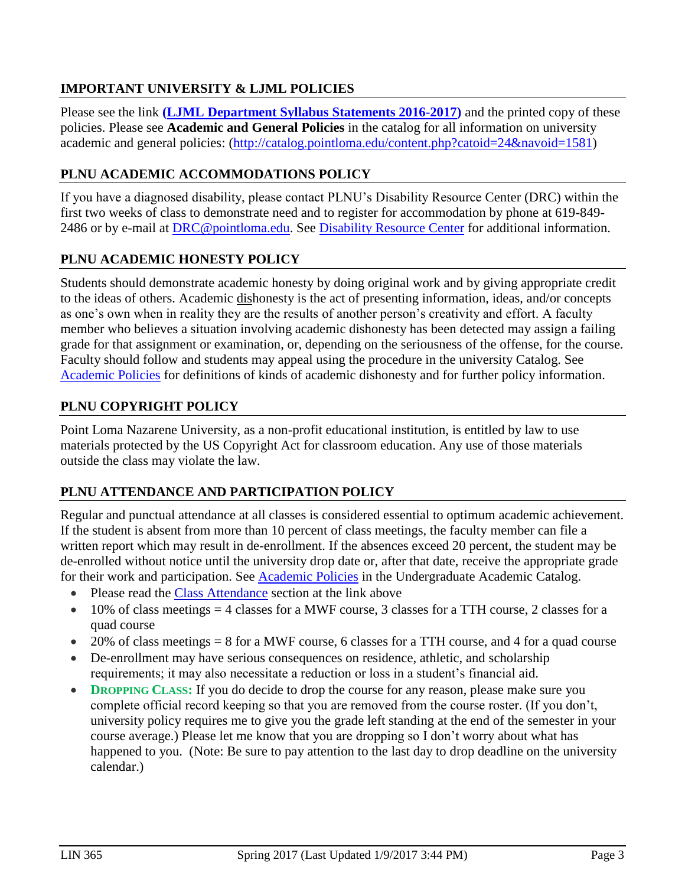## IMPORTANT UNIVERSITY & LJML POLICIES

Please see the link **(LJML Department Syllabus Statements 2016-2017)** and the printed copy of these policies. Please see **Academic and General Policies** in the catalog for all information on university academic and general policies: (http://catalog.pointloma.edu/content.php?catoid=24&navoid=1581)

## PLNU ACADEMIC ACCOMMODATIONS POLICY

If you have a diagnosed disability, please contact PLNU's Disability Resource Center (DRC) within the first two weeks of class to demonstrate need and to register for accommodation by phone at 619-849-2486 or by e-mail at DRC@pointloma.edu. See Disability Resource Center for additional information.

## PLNU ACADEMIC HONESTY POLICY

Students should demonstrate academic honesty by doing original work and by giving appropriate credit to the ideas of others. Academic dishonesty is the act of presenting information, ideas, and/or concepts as one's own when in reality they are the results of another person's creativity and effort. A faculty member who believes a situation involving academic dishonesty has been detected may assign a failing grade for that assignment or examination, or, depending on the seriousness of the offense, for the course. Faculty should follow and students may appeal using the procedure in the university Catalog. See Academic Policies for definitions of kinds of academic dishonesty and for further policy information.

## PLNU COPYRIGHT POLICY

Point Loma Nazarene University, as a non-profit educational institution, is entitled by law to use materials protected by the US Copyright Act for classroom education. Any use of those materials outside the class may violate the law.

## PLNU ATTENDANCE AND PARTICIPATION POLICY

Regular and punctual attendance at all classes is considered essential to optimum academic achievement. If the student is absent from more than 10 percent of class meetings, the faculty member can file a written report which may result in de-enrollment. If the absences exceed 20 percent, the student may be de-enrolled without notice until the university drop date or, after that date, receive the appropriate grade for their work and participation. See Academic Policies in the Undergraduate Academic Catalog.

- Please read the Class Attendance section at the link above
- 10% of class meetings = 4 classes for a MWF course, 3 classes for a TTH course, 2 classes for a quad course
- 20% of class meetings = 8 for a MWF course, 6 classes for a TTH course, and 4 for a quad course
- De-enrollment may have serious consequences on residence, athletic, and scholarship requirements; it may also necessitate a reduction or loss in a student's financial aid.
- **DROPPING CLASS:** If you do decide to drop the course for any reason, please make sure you complete official record keeping so that you are removed from the course roster. (If you don't, university policy requires me to give you the grade left standing at the end of the semester in your course average.) Please let me know that you are dropping so I don't worry about what has happened to you. (Note: Be sure to pay attention to the last day to drop deadline on the university calendar.)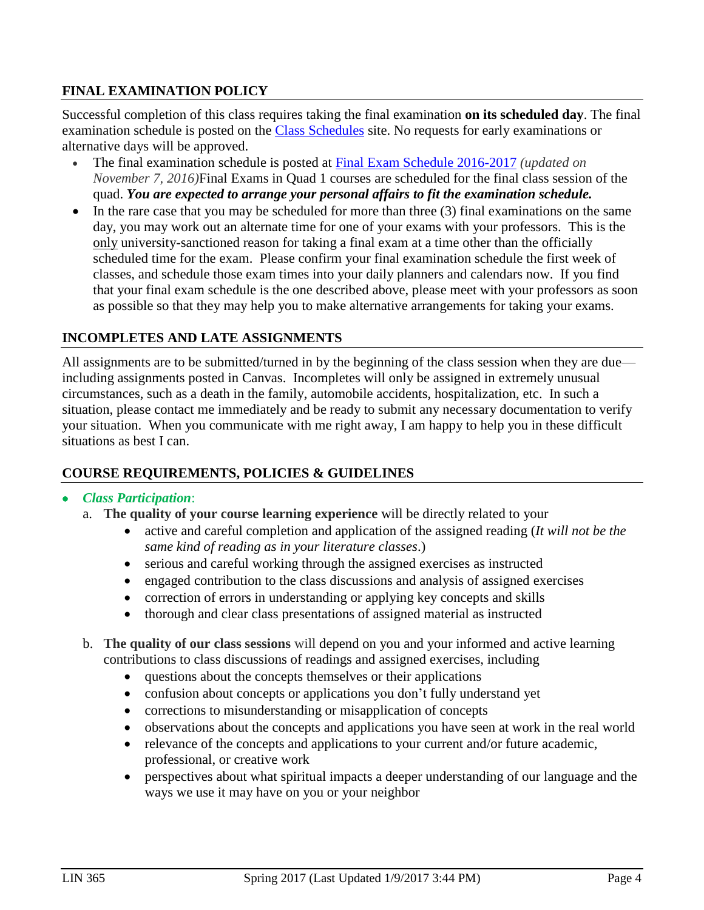## FINAL EXAMINATION POLICY

Successful completion of this class requires taking the final examination **on its scheduled day**. The final examination schedule is posted on the [Class Schedules](#) site. No requests for early examinations or alternative days will be approved.

- The final examination schedule is posted at [Final Exam Schedule 2016-2017](#) *(updated on November 7, 2016)*Final Exams in Quad 1 courses are scheduled for the final class session of the quad. ***You are expected to arrange your personal affairs to fit the examination schedule.***
- In the rare case that you may be scheduled for more than three (3) final examinations on the same day, you may work out an alternate time for one of your exams with your professors. This is the only university-sanctioned reason for taking a final exam at a time other than the officially scheduled time for the exam. Please confirm your final examination schedule the first week of classes, and schedule those exam times into your daily planners and calendars now. If you find that your final exam schedule is the one described above, please meet with your professors as soon as possible so that they may help you to make alternative arrangements for taking your exams.

## INCOMPLETES AND LATE ASSIGNMENTS

All assignments are to be submitted/turned in by the beginning of the class session when they are due—including assignments posted in Canvas. Incompletes will only be assigned in extremely unusual circumstances, such as a death in the family, automobile accidents, hospitalization, etc. In such a situation, please contact me immediately and be ready to submit any necessary documentation to verify your situation. When you communicate with me right away, I am happy to help you in these difficult situations as best I can.

## COURSE REQUIREMENTS, POLICIES & GUIDELINES

- ***Class Participation***:
  a. **The quality of your course learning experience** will be directly related to your
     - active and careful completion and application of the assigned reading (*It will not be the same kind of reading as in your literature classes*.)
     - serious and careful working through the assigned exercises as instructed
     - engaged contribution to the class discussions and analysis of assigned exercises
     - correction of errors in understanding or applying key concepts and skills
     - thorough and clear class presentations of assigned material as instructed

  b. **The quality of our class sessions** will depend on you and your informed and active learning contributions to class discussions of readings and assigned exercises, including
     - questions about the concepts themselves or their applications
     - confusion about concepts or applications you don't fully understand yet
     - corrections to misunderstanding or misapplication of concepts
     - observations about the concepts and applications you have seen at work in the real world
     - relevance of the concepts and applications to your current and/or future academic, professional, or creative work
     - perspectives about what spiritual impacts a deeper understanding of our language and the ways we use it may have on you or your neighbor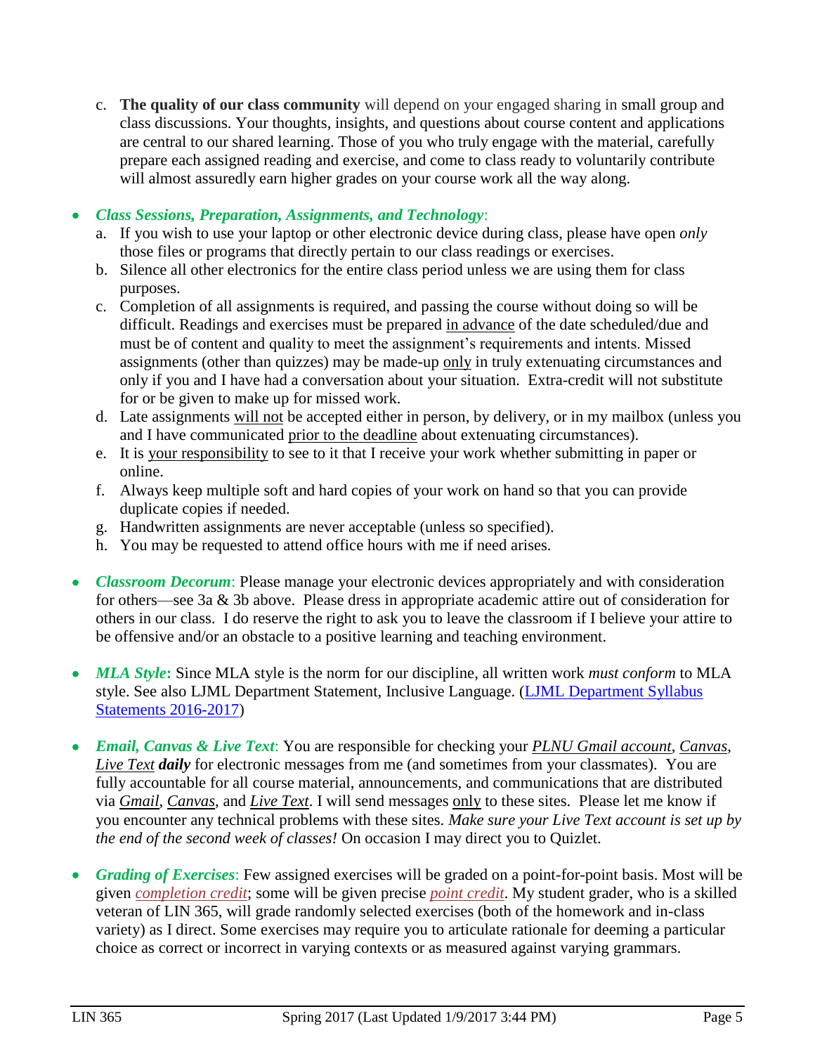c. **The quality of our class community** will depend on your engaged sharing in small group and class discussions. Your thoughts, insights, and questions about course content and applications are central to our shared learning. Those of you who truly engage with the material, carefully prepare each assigned reading and exercise, and come to class ready to voluntarily contribute will almost assuredly earn higher grades on your course work all the way along.

- ***Class Sessions, Preparation, Assignments, and Technology***:
  a. If you wish to use your laptop or other electronic device during class, please have open *only* those files or programs that directly pertain to our class readings or exercises.
  b. Silence all other electronics for the entire class period unless we are using them for class purposes.
  c. Completion of all assignments is required, and passing the course without doing so will be difficult. Readings and exercises must be prepared in advance of the date scheduled/due and must be of content and quality to meet the assignment's requirements and intents. Missed assignments (other than quizzes) may be made-up only in truly extenuating circumstances and only if you and I have had a conversation about your situation. Extra-credit will not substitute for or be given to make up for missed work.
  d. Late assignments will not be accepted either in person, by delivery, or in my mailbox (unless you and I have communicated prior to the deadline about extenuating circumstances).
  e. It is your responsibility to see to it that I receive your work whether submitting in paper or online.
  f. Always keep multiple soft and hard copies of your work on hand so that you can provide duplicate copies if needed.
  g. Handwritten assignments are never acceptable (unless so specified).
  h. You may be requested to attend office hours with me if need arises.

- ***Classroom Decorum***: Please manage your electronic devices appropriately and with consideration for others—see 3a & 3b above. Please dress in appropriate academic attire out of consideration for others in our class. I do reserve the right to ask you to leave the classroom if I believe your attire to be offensive and/or an obstacle to a positive learning and teaching environment.

- ***MLA Style***: Since MLA style is the norm for our discipline, all written work *must conform* to MLA style. See also LJML Department Statement, Inclusive Language. (LJML Department Syllabus Statements 2016-2017)

- ***Email, Canvas & Live Text***: You are responsible for checking your ***PLNU Gmail account***, ***Canvas***, ***Live Text*** ***daily*** for electronic messages from me (and sometimes from your classmates). You are fully accountable for all course material, announcements, and communications that are distributed via *Gmail*, *Canvas*, and *Live Text*. I will send messages only to these sites. Please let me know if you encounter any technical problems with these sites. *Make sure your Live Text account is set up by the end of the second week of classes!* On occasion I may direct you to Quizlet.

- ***Grading of Exercises***: Few assigned exercises will be graded on a point-for-point basis. Most will be given *completion credit*; some will be given precise *point credit*. My student grader, who is a skilled veteran of LIN 365, will grade randomly selected exercises (both of the homework and in-class variety) as I direct. Some exercises may require you to articulate rationale for deeming a particular choice as correct or incorrect in varying contexts or as measured against varying grammars.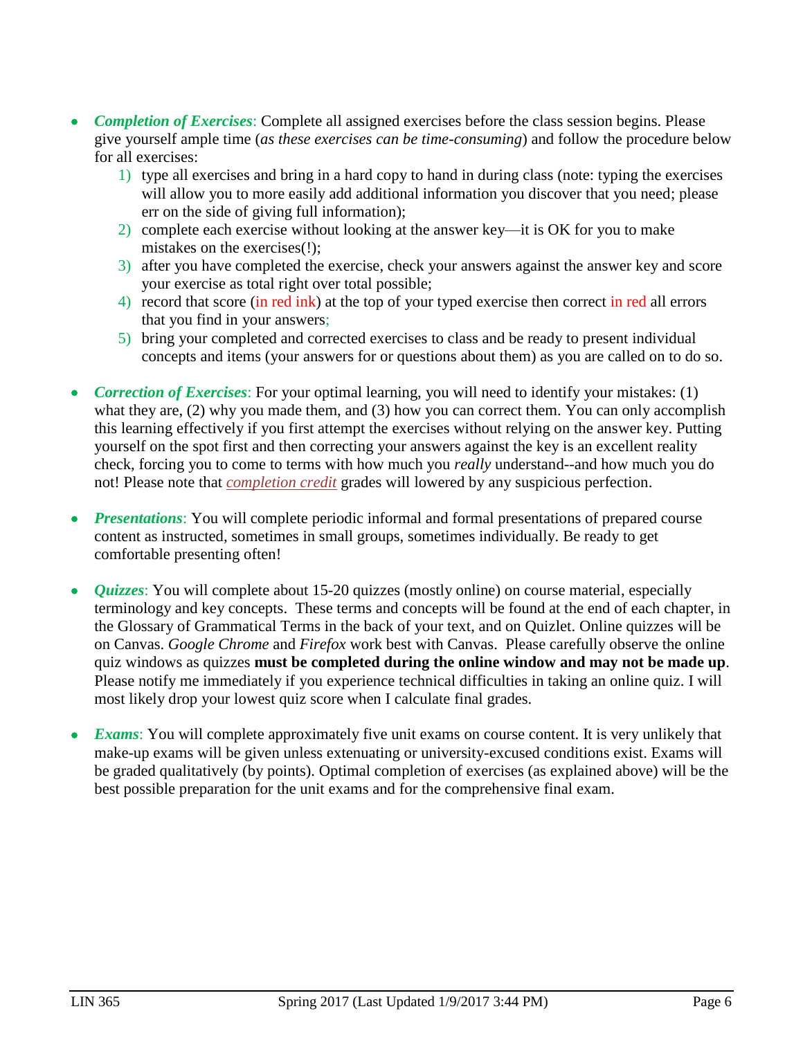- ***Completion of Exercises***: Complete all assigned exercises before the class session begins. Please give yourself ample time (*as these exercises can be time-consuming*) and follow the procedure below for all exercises:
    1) type all exercises and bring in a hard copy to hand in during class (note: typing the exercises will allow you to more easily add additional information you discover that you need; please err on the side of giving full information);
    2) complete each exercise without looking at the answer key—it is OK for you to make mistakes on the exercises(!);
    3) after you have completed the exercise, check your answers against the answer key and score your exercise as total right over total possible;
    4) record that score (in red ink) at the top of your typed exercise then correct in red all errors that you find in your answers;
    5) bring your completed and corrected exercises to class and be ready to present individual concepts and items (your answers for or questions about them) as you are called on to do so.

- ***Correction of Exercises***: For your optimal learning, you will need to identify your mistakes: (1) what they are, (2) why you made them, and (3) how you can correct them. You can only accomplish this learning effectively if you first attempt the exercises without relying on the answer key. Putting yourself on the spot first and then correcting your answers against the key is an excellent reality check, forcing you to come to terms with how much you *really* understand--and how much you do not! Please note that *completion credit* grades will lowered by any suspicious perfection.

- ***Presentations***: You will complete periodic informal and formal presentations of prepared course content as instructed, sometimes in small groups, sometimes individually. Be ready to get comfortable presenting often!

- ***Quizzes***: You will complete about 15-20 quizzes (mostly online) on course material, especially terminology and key concepts. These terms and concepts will be found at the end of each chapter, in the Glossary of Grammatical Terms in the back of your text, and on Quizlet. Online quizzes will be on Canvas. *Google Chrome* and *Firefox* work best with Canvas. Please carefully observe the online quiz windows as quizzes **must be completed during the online window and may not be made up**. Please notify me immediately if you experience technical difficulties in taking an online quiz. I will most likely drop your lowest quiz score when I calculate final grades.

- ***Exams***: You will complete approximately five unit exams on course content. It is very unlikely that make-up exams will be given unless extenuating or university-excused conditions exist. Exams will be graded qualitatively (by points). Optimal completion of exercises (as explained above) will be the best possible preparation for the unit exams and for the comprehensive final exam.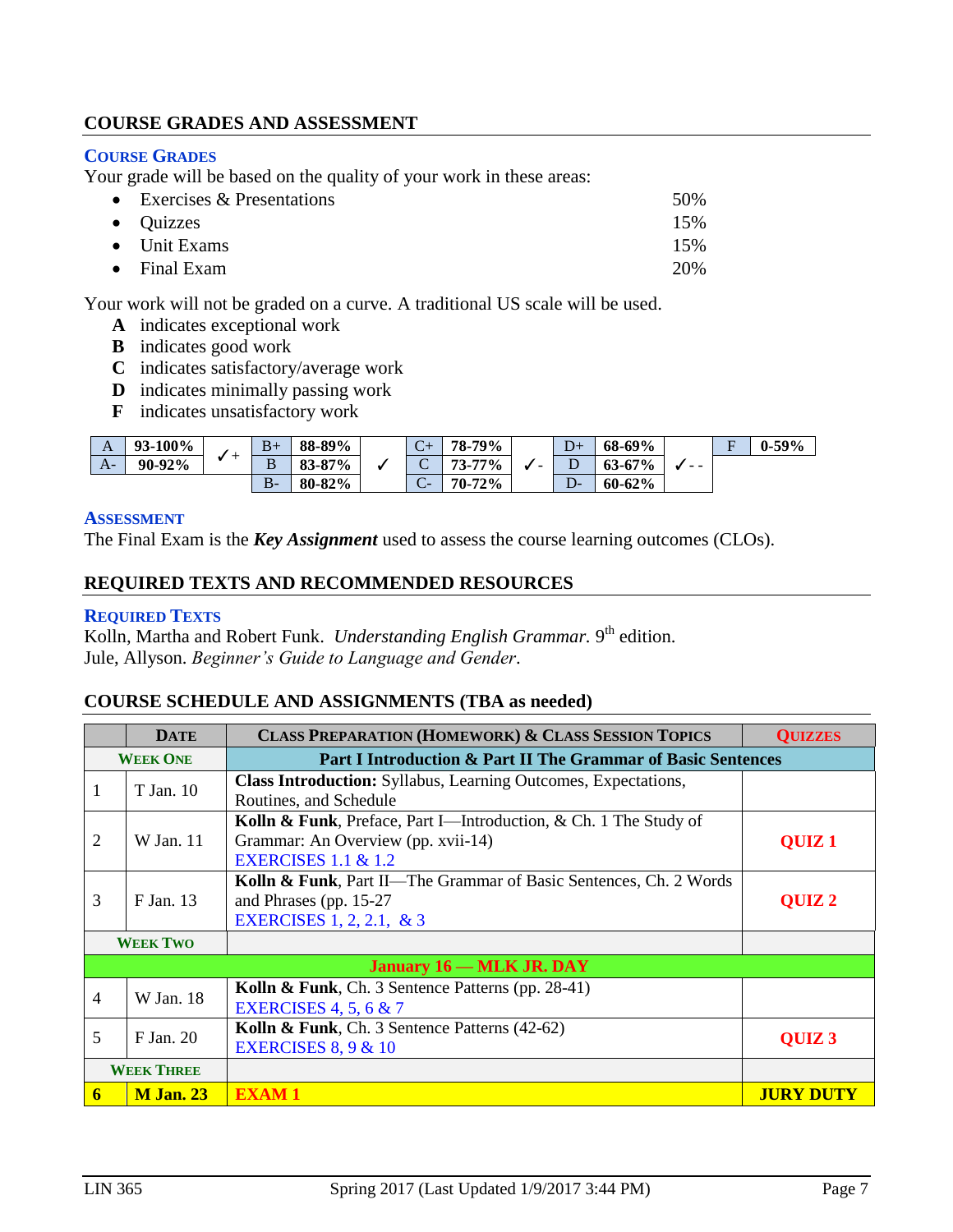## COURSE GRADES AND ASSESSMENT

### Course Grades

Your grade will be based on the quality of your work in these areas:

- Exercises & Presentations 50%
- Quizzes 15%
- Unit Exams 15%
- Final Exam 20%

Your work will not be graded on a curve. A traditional US scale will be used.

**A** indicates exceptional work
**B** indicates good work
**C** indicates satisfactory/average work
**D** indicates minimally passing work
**F** indicates unsatisfactory work

| A | 93-100% | ✓+ | B+ | 88-89% | ✓ | C+ | 78-79% | ✓- | D+ | 68-69% | ✓- - | F | 0-59% |
|---|---|---|---|---|---|---|---|---|---|---|---|---|---|
| A- | 90-92% | | B | 83-87% | | C | 73-77% | | D | 63-67% | | | |
| | | | B- | 80-82% | | C- | 70-72% | | D- | 60-62% | | | |

### Assessment

The Final Exam is the ***Key Assignment*** used to assess the course learning outcomes (CLOs).

## REQUIRED TEXTS AND RECOMMENDED RESOURCES

### Required Texts

Kolln, Martha and Robert Funk. *Understanding English Grammar.* 9th edition.
Jule, Allyson. *Beginner's Guide to Language and Gender*.

## COURSE SCHEDULE AND ASSIGNMENTS (TBA as needed)

| | Date | Class Preparation (Homework) & Class Session Topics | Quizzes |
|---|---|---|---|
| **Week One** | | **Part I Introduction & Part II The Grammar of Basic Sentences** | |
| 1 | T Jan. 10 | **Class Introduction:** Syllabus, Learning Outcomes, Expectations, Routines, and Schedule | |
| 2 | W Jan. 11 | **Kolln & Funk**, Preface, Part I—Introduction, & Ch. 1 The Study of Grammar: An Overview (pp. xvii-14) EXERCISES 1.1 & 1.2 | **QUIZ 1** |
| 3 | F Jan. 13 | **Kolln & Funk**, Part II—The Grammar of Basic Sentences, Ch. 2 Words and Phrases (pp. 15-27 EXERCISES 1, 2, 2.1, & 3 | **QUIZ 2** |
| **Week Two** | | | |
| | | **January 16 — MLK JR. DAY** | |
| 4 | W Jan. 18 | **Kolln & Funk**, Ch. 3 Sentence Patterns (pp. 28-41) EXERCISES 4, 5, 6 & 7 | |
| 5 | F Jan. 20 | **Kolln & Funk**, Ch. 3 Sentence Patterns (42-62) EXERCISES 8, 9 & 10 | **QUIZ 3** |
| **Week Three** | | | |
| **6** | **M Jan. 23** | **EXAM 1** | **JURY DUTY** |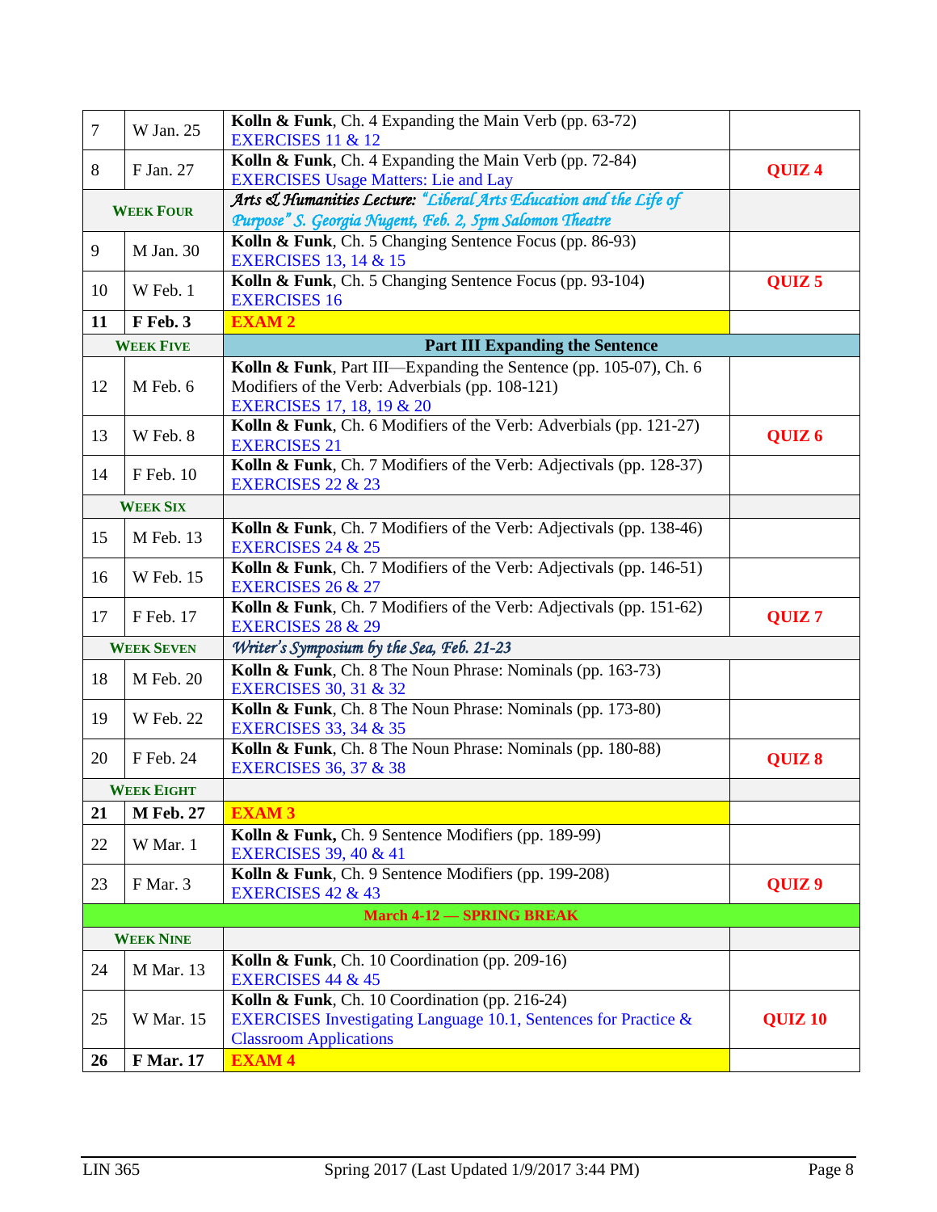| | | | |
|---|---|---|---|
| 7 | W Jan. 25 | **Kolln & Funk**, Ch. 4 Expanding the Main Verb (pp. 63-72)<br>EXERCISES 11 & 12 | |
| 8 | F Jan. 27 | **Kolln & Funk**, Ch. 4 Expanding the Main Verb (pp. 72-84)<br>EXERCISES Usage Matters: Lie and Lay | **QUIZ 4** |
| **WEEK FOUR** | | ***Arts & Humanities Lecture:*** *"Liberal Arts Education and the Life of Purpose" S. Georgia Nugent, Feb. 2, 5pm Salomon Theatre* | |
| 9 | M Jan. 30 | **Kolln & Funk**, Ch. 5 Changing Sentence Focus (pp. 86-93)<br>EXERCISES 13, 14 & 15 | |
| 10 | W Feb. 1 | **Kolln & Funk**, Ch. 5 Changing Sentence Focus (pp. 93-104)<br>EXERCISES 16 | **QUIZ 5** |
| **11** | **F Feb. 3** | **EXAM 2** | |
| **WEEK FIVE** | | **Part III Expanding the Sentence** | |
| 12 | M Feb. 6 | **Kolln & Funk**, Part III—Expanding the Sentence (pp. 105-07), Ch. 6 Modifiers of the Verb: Adverbials (pp. 108-121)<br>EXERCISES 17, 18, 19 & 20 | |
| 13 | W Feb. 8 | **Kolln & Funk**, Ch. 6 Modifiers of the Verb: Adverbials (pp. 121-27)<br>EXERCISES 21 | **QUIZ 6** |
| 14 | F Feb. 10 | **Kolln & Funk**, Ch. 7 Modifiers of the Verb: Adjectivals (pp. 128-37)<br>EXERCISES 22 & 23 | |
| **WEEK SIX** | | | |
| 15 | M Feb. 13 | **Kolln & Funk**, Ch. 7 Modifiers of the Verb: Adjectivals (pp. 138-46)<br>EXERCISES 24 & 25 | |
| 16 | W Feb. 15 | **Kolln & Funk**, Ch. 7 Modifiers of the Verb: Adjectivals (pp. 146-51)<br>EXERCISES 26 & 27 | |
| 17 | F Feb. 17 | **Kolln & Funk**, Ch. 7 Modifiers of the Verb: Adjectivals (pp. 151-62)<br>EXERCISES 28 & 29 | **QUIZ 7** |
| **WEEK SEVEN** | | *Writer's Symposium by the Sea, Feb. 21-23* | |
| 18 | M Feb. 20 | **Kolln & Funk**, Ch. 8 The Noun Phrase: Nominals (pp. 163-73)<br>EXERCISES 30, 31 & 32 | |
| 19 | W Feb. 22 | **Kolln & Funk**, Ch. 8 The Noun Phrase: Nominals (pp. 173-80)<br>EXERCISES 33, 34 & 35 | |
| 20 | F Feb. 24 | **Kolln & Funk**, Ch. 8 The Noun Phrase: Nominals (pp. 180-88)<br>EXERCISES 36, 37 & 38 | **QUIZ 8** |
| **WEEK EIGHT** | | | |
| **21** | **M Feb. 27** | **EXAM 3** | |
| 22 | W Mar. 1 | **Kolln & Funk,** Ch. 9 Sentence Modifiers (pp. 189-99)<br>EXERCISES 39, 40 & 41 | |
| 23 | F Mar. 3 | **Kolln & Funk**, Ch. 9 Sentence Modifiers (pp. 199-208)<br>EXERCISES 42 & 43 | **QUIZ 9** |
| **March 4-12 — SPRING BREAK** | | | |
| **WEEK NINE** | | | |
| 24 | M Mar. 13 | **Kolln & Funk**, Ch. 10 Coordination (pp. 209-16)<br>EXERCISES 44 & 45 | |
| 25 | W Mar. 15 | **Kolln & Funk**, Ch. 10 Coordination (pp. 216-24)<br>EXERCISES Investigating Language 10.1, Sentences for Practice & Classroom Applications | **QUIZ 10** |
| **26** | **F Mar. 17** | **EXAM 4** | |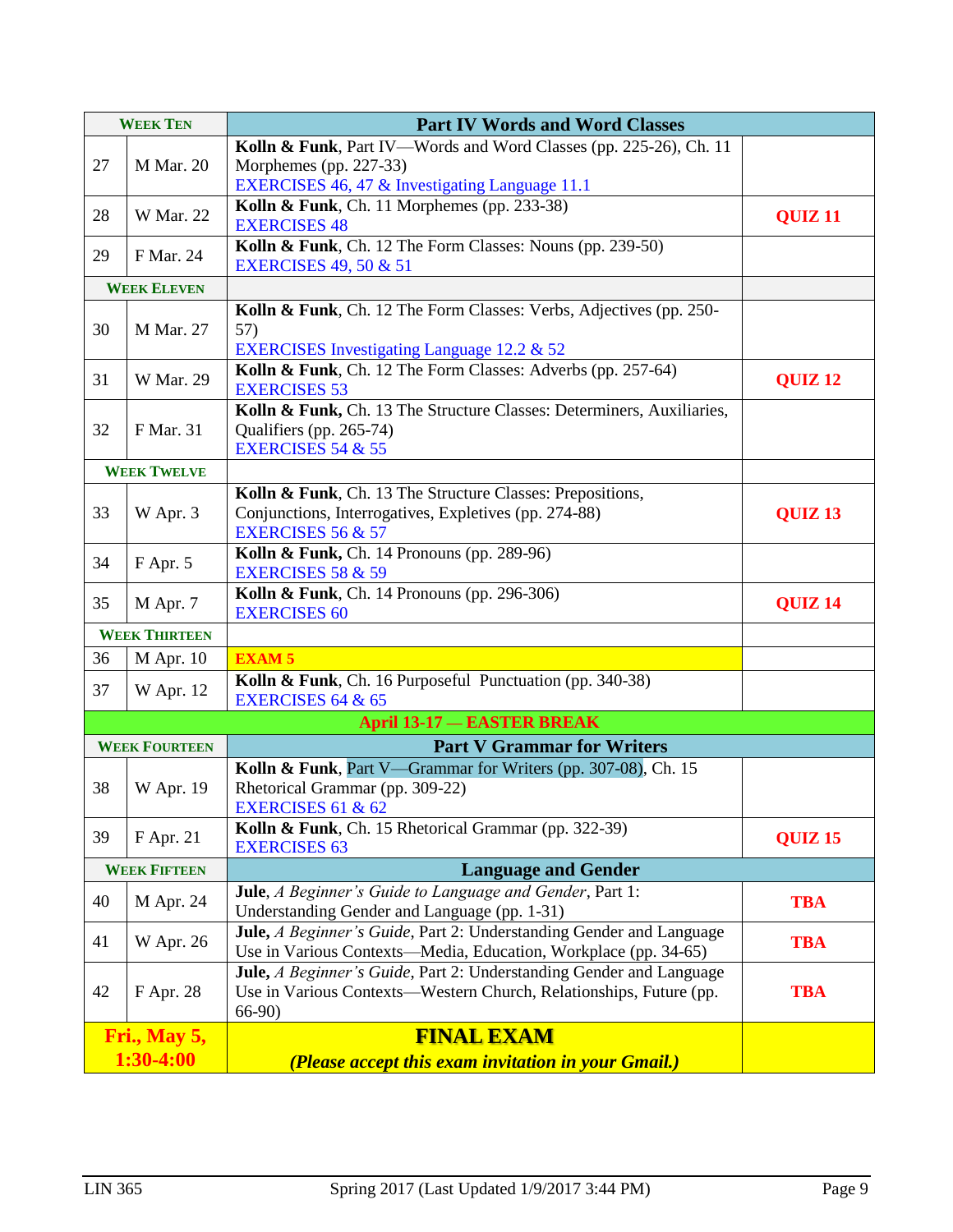| | | | |
|---|---|---|---|
| **WEEK TEN** | | **Part IV Words and Word Classes** | |
| 27 | M Mar. 20 | **Kolln & Funk**, Part IV—Words and Word Classes (pp. 225-26), Ch. 11 Morphemes (pp. 227-33)<br>EXERCISES 46, 47 & Investigating Language 11.1 | |
| 28 | W Mar. 22 | **Kolln & Funk**, Ch. 11 Morphemes (pp. 233-38)<br>EXERCISES 48 | **QUIZ 11** |
| 29 | F Mar. 24 | **Kolln & Funk**, Ch. 12 The Form Classes: Nouns (pp. 239-50)<br>EXERCISES 49, 50 & 51 | |
| **WEEK ELEVEN** | | | |
| 30 | M Mar. 27 | **Kolln & Funk**, Ch. 12 The Form Classes: Verbs, Adjectives (pp. 250-57)<br>EXERCISES Investigating Language 12.2 & 52 | |
| 31 | W Mar. 29 | **Kolln & Funk**, Ch. 12 The Form Classes: Adverbs (pp. 257-64)<br>EXERCISES 53 | **QUIZ 12** |
| 32 | F Mar. 31 | **Kolln & Funk,** Ch. 13 The Structure Classes: Determiners, Auxiliaries, Qualifiers (pp. 265-74)<br>EXERCISES 54 & 55 | |
| **WEEK TWELVE** | | | |
| 33 | W Apr. 3 | **Kolln & Funk**, Ch. 13 The Structure Classes: Prepositions, Conjunctions, Interrogatives, Expletives (pp. 274-88)<br>EXERCISES 56 & 57 | **QUIZ 13** |
| 34 | F Apr. 5 | **Kolln & Funk,** Ch. 14 Pronouns (pp. 289-96)<br>EXERCISES 58 & 59 | |
| 35 | M Apr. 7 | **Kolln & Funk**, Ch. 14 Pronouns (pp. 296-306)<br>EXERCISES 60 | **QUIZ 14** |
| **WEEK THIRTEEN** | | | |
| 36 | M Apr. 10 | **EXAM 5** | |
| 37 | W Apr. 12 | **Kolln & Funk**, Ch. 16 Purposeful Punctuation (pp. 340-38)<br>EXERCISES 64 & 65 | |
| | | **April 13-17 — EASTER BREAK** | |
| **WEEK FOURTEEN** | | **Part V Grammar for Writers** | |
| 38 | W Apr. 19 | **Kolln & Funk**, Part V—Grammar for Writers (pp. 307-08), Ch. 15 Rhetorical Grammar (pp. 309-22)<br>EXERCISES 61 & 62 | |
| 39 | F Apr. 21 | **Kolln & Funk**, Ch. 15 Rhetorical Grammar (pp. 322-39)<br>EXERCISES 63 | **QUIZ 15** |
| **WEEK FIFTEEN** | | **Language and Gender** | |
| 40 | M Apr. 24 | **Jule**, *A Beginner's Guide to Language and Gender*, Part 1: Understanding Gender and Language (pp. 1-31) | **TBA** |
| 41 | W Apr. 26 | **Jule,** *A Beginner's Guide*, Part 2: Understanding Gender and Language Use in Various Contexts—Media, Education, Workplace (pp. 34-65) | **TBA** |
| 42 | F Apr. 28 | **Jule,** *A Beginner's Guide*, Part 2: Understanding Gender and Language Use in Various Contexts—Western Church, Relationships, Future (pp. 66-90) | **TBA** |
| **Fri., May 5, 1:30-4:00** | | **FINAL EXAM**<br>***(Please accept this exam invitation in your Gmail.)*** | |